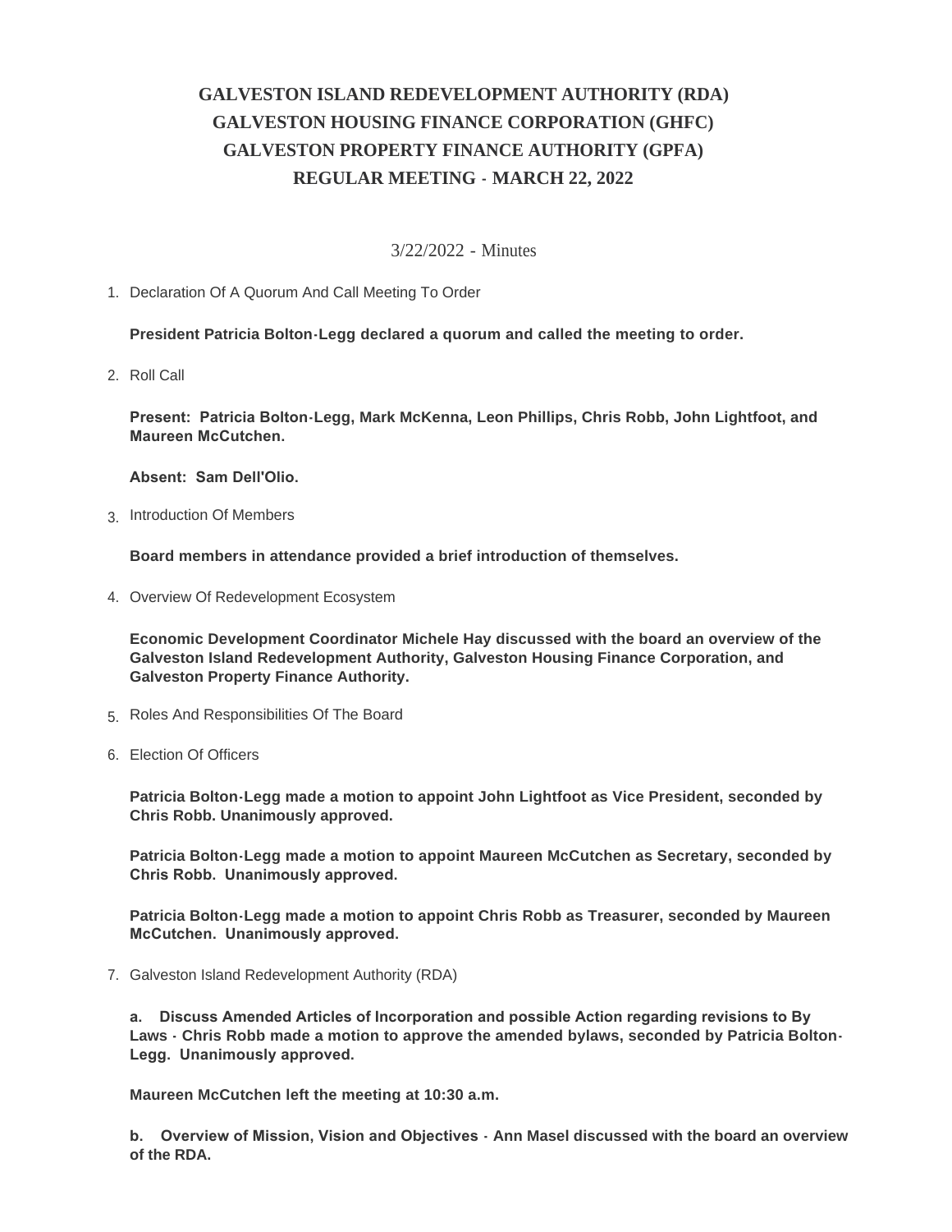# GALVESTON ISLAND REDEVELOPMENT AUTHORITY (RDA)
# GALVESTON HOUSING FINANCE CORPORATION (GHFC)
# GALVESTON PROPERTY FINANCE AUTHORITY (GPFA)
# REGULAR MEETING - MARCH 22, 2022

3/22/2022 - Minutes

1. Declaration Of A Quorum And Call Meeting To Order

   **President Patricia Bolton-Legg declared a quorum and called the meeting to order.**

2. Roll Call

   **Present: Patricia Bolton-Legg, Mark McKenna, Leon Phillips, Chris Robb, John Lightfoot, and Maureen McCutchen.**

   **Absent: Sam Dell'Olio.**

3. Introduction Of Members

   **Board members in attendance provided a brief introduction of themselves.**

4. Overview Of Redevelopment Ecosystem

   **Economic Development Coordinator Michele Hay discussed with the board an overview of the Galveston Island Redevelopment Authority, Galveston Housing Finance Corporation, and Galveston Property Finance Authority.**

5. Roles And Responsibilities Of The Board

6. Election Of Officers

   **Patricia Bolton-Legg made a motion to appoint John Lightfoot as Vice President, seconded by Chris Robb. Unanimously approved.**

   **Patricia Bolton-Legg made a motion to appoint Maureen McCutchen as Secretary, seconded by Chris Robb. Unanimously approved.**

   **Patricia Bolton-Legg made a motion to appoint Chris Robb as Treasurer, seconded by Maureen McCutchen. Unanimously approved.**

7. Galveston Island Redevelopment Authority (RDA)

   **a. Discuss Amended Articles of Incorporation and possible Action regarding revisions to By Laws - Chris Robb made a motion to approve the amended bylaws, seconded by Patricia Bolton-Legg. Unanimously approved.**

   **Maureen McCutchen left the meeting at 10:30 a.m.**

   **b. Overview of Mission, Vision and Objectives - Ann Masel discussed with the board an overview of the RDA.**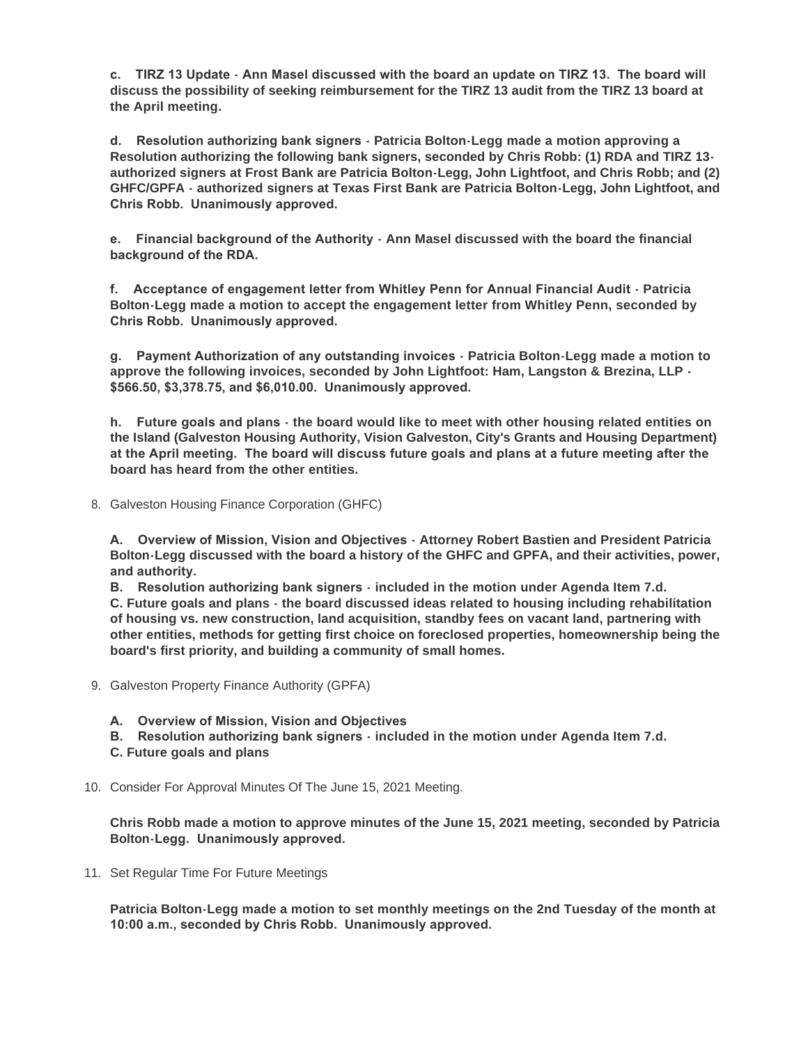**c. TIRZ 13 Update - Ann Masel discussed with the board an update on TIRZ 13. The board will discuss the possibility of seeking reimbursement for the TIRZ 13 audit from the TIRZ 13 board at the April meeting.**

**d. Resolution authorizing bank signers - Patricia Bolton-Legg made a motion approving a Resolution authorizing the following bank signers, seconded by Chris Robb: (1) RDA and TIRZ 13-authorized signers at Frost Bank are Patricia Bolton-Legg, John Lightfoot, and Chris Robb; and (2) GHFC/GPFA - authorized signers at Texas First Bank are Patricia Bolton-Legg, John Lightfoot, and Chris Robb. Unanimously approved.**

**e. Financial background of the Authority - Ann Masel discussed with the board the financial background of the RDA.**

**f. Acceptance of engagement letter from Whitley Penn for Annual Financial Audit - Patricia Bolton-Legg made a motion to accept the engagement letter from Whitley Penn, seconded by Chris Robb. Unanimously approved.**

**g. Payment Authorization of any outstanding invoices - Patricia Bolton-Legg made a motion to approve the following invoices, seconded by John Lightfoot: Ham, Langston & Brezina, LLP - $566.50, $3,378.75, and $6,010.00. Unanimously approved.**

**h. Future goals and plans - the board would like to meet with other housing related entities on the Island (Galveston Housing Authority, Vision Galveston, City's Grants and Housing Department) at the April meeting. The board will discuss future goals and plans at a future meeting after the board has heard from the other entities.**

8. Galveston Housing Finance Corporation (GHFC)

   **A. Overview of Mission, Vision and Objectives - Attorney Robert Bastien and President Patricia Bolton-Legg discussed with the board a history of the GHFC and GPFA, and their activities, power, and authority.**
   **B. Resolution authorizing bank signers - included in the motion under Agenda Item 7.d.**
   **C. Future goals and plans - the board discussed ideas related to housing including rehabilitation of housing vs. new construction, land acquisition, standby fees on vacant land, partnering with other entities, methods for getting first choice on foreclosed properties, homeownership being the board's first priority, and building a community of small homes.**

9. Galveston Property Finance Authority (GPFA)

   **A. Overview of Mission, Vision and Objectives**
   **B. Resolution authorizing bank signers - included in the motion under Agenda Item 7.d.**
   **C. Future goals and plans**

10. Consider For Approval Minutes Of The June 15, 2021 Meeting.

    **Chris Robb made a motion to approve minutes of the June 15, 2021 meeting, seconded by Patricia Bolton-Legg. Unanimously approved.**

11. Set Regular Time For Future Meetings

    **Patricia Bolton-Legg made a motion to set monthly meetings on the 2nd Tuesday of the month at 10:00 a.m., seconded by Chris Robb. Unanimously approved.**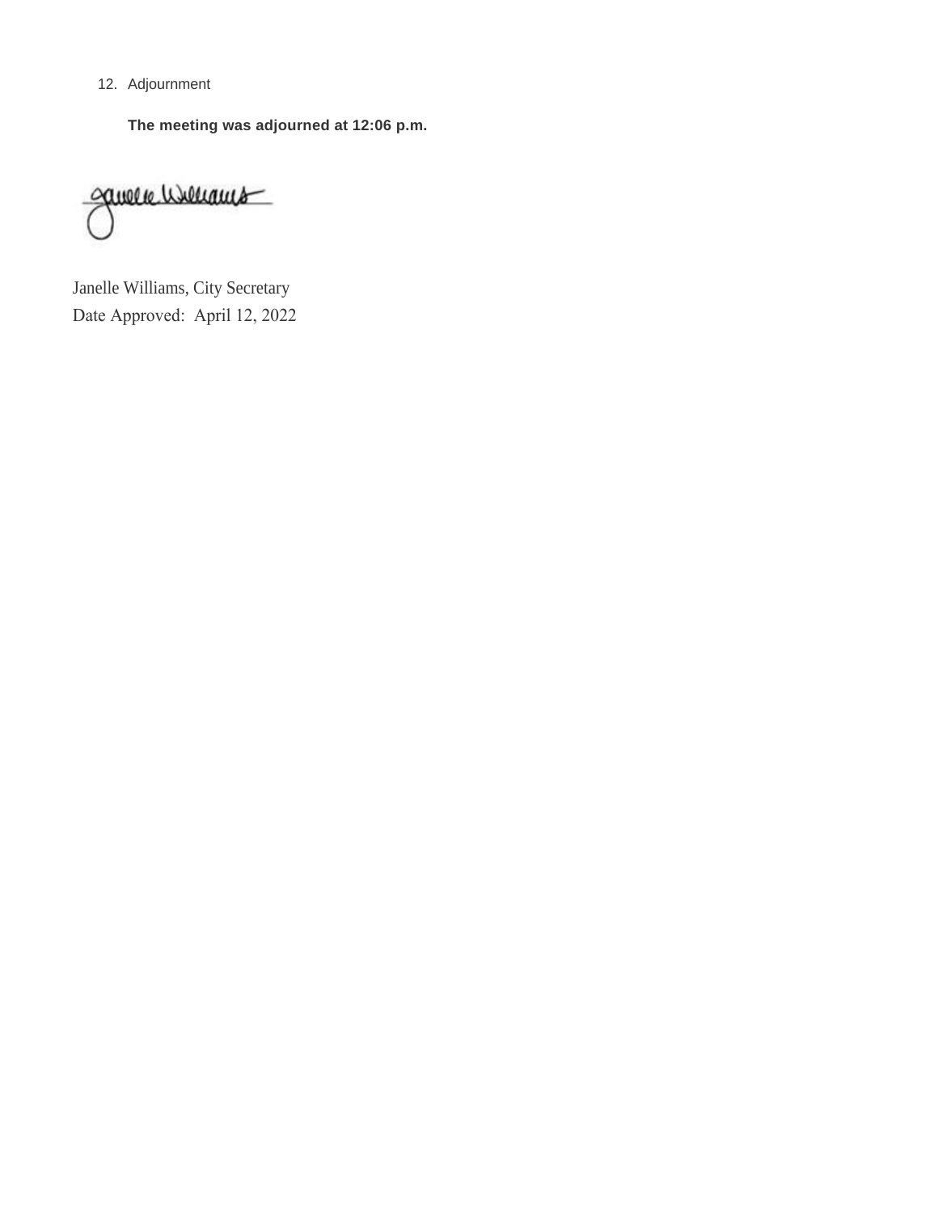12. Adjournment

    **The meeting was adjourned at 12:06 p.m.**

Janelle Williams, City Secretary
Date Approved: April 12, 2022